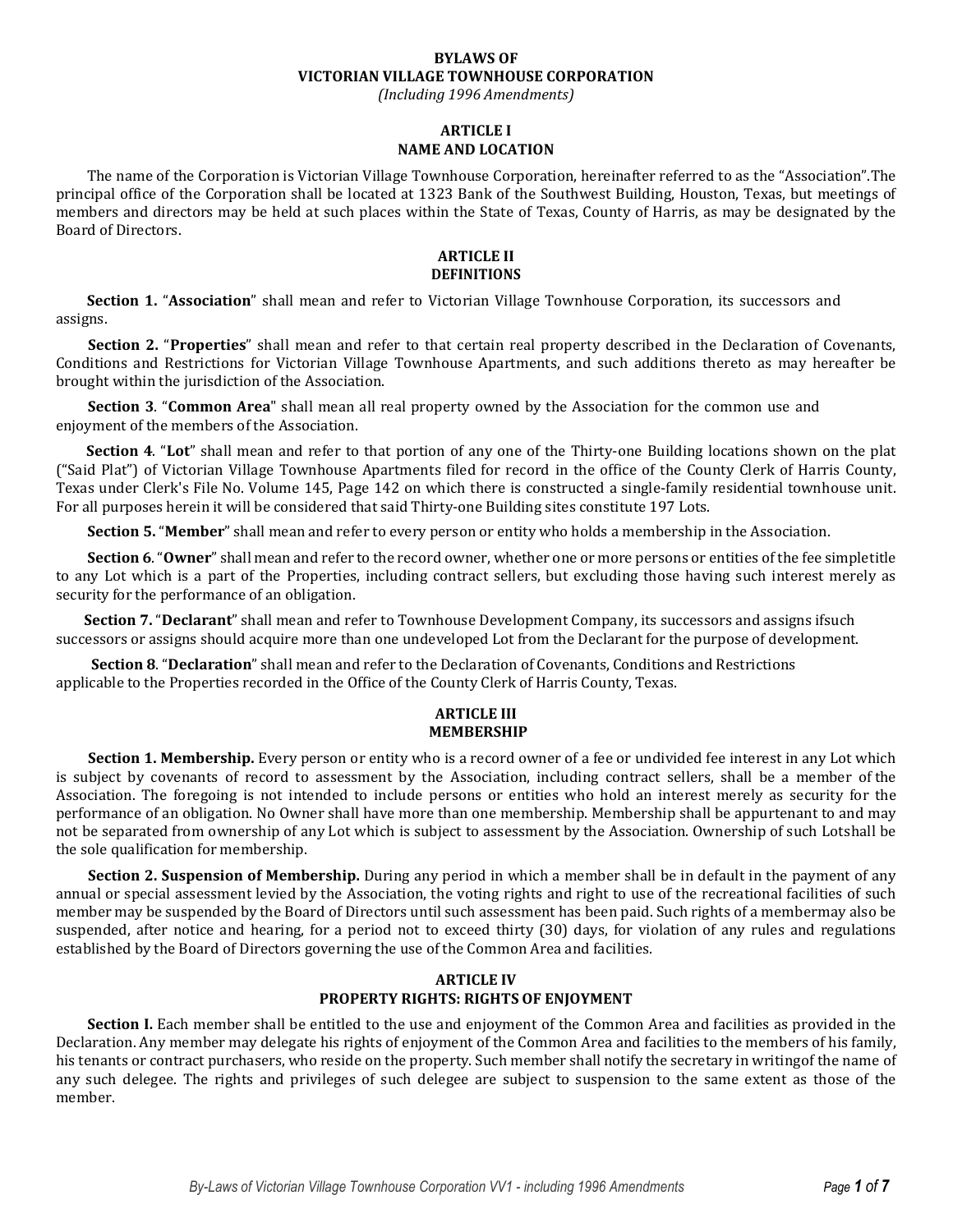# BYLAWS OF
# VICTORIAN VILLAGE TOWNHOUSE CORPORATION

*(Including 1996 Amendments)*

## ARTICLE I
## NAME AND LOCATION

The name of the Corporation is Victorian Village Townhouse Corporation, hereinafter referred to as the "Association". The principal office of the Corporation shall be located at 1323 Bank of the Southwest Building, Houston, Texas, but meetings of members and directors may be held at such places within the State of Texas, County of Harris, as may be designated by the Board of Directors.

## ARTICLE II
## DEFINITIONS

**Section 1.** "**Association**" shall mean and refer to Victorian Village Townhouse Corporation, its successors and assigns.

**Section 2.** "**Properties**" shall mean and refer to that certain real property described in the Declaration of Covenants, Conditions and Restrictions for Victorian Village Townhouse Apartments, and such additions thereto as may hereafter be brought within the jurisdiction of the Association.

**Section 3**. "**Common Area**" shall mean all real property owned by the Association for the common use and enjoyment of the members of the Association.

**Section 4**. "**Lot**" shall mean and refer to that portion of any one of the Thirty-one Building locations shown on the plat ("Said Plat") of Victorian Village Townhouse Apartments filed for record in the office of the County Clerk of Harris County, Texas under Clerk's File No. Volume 145, Page 142 on which there is constructed a single-family residential townhouse unit. For all purposes herein it will be considered that said Thirty-one Building sites constitute 197 Lots.

**Section 5.** "**Member**" shall mean and refer to every person or entity who holds a membership in the Association.

**Section 6**. "**Owner**" shall mean and refer to the record owner, whether one or more persons or entities of the fee simpletitle to any Lot which is a part of the Properties, including contract sellers, but excluding those having such interest merely as security for the performance of an obligation.

**Section 7.** "**Declarant**" shall mean and refer to Townhouse Development Company, its successors and assigns ifsuch successors or assigns should acquire more than one undeveloped Lot from the Declarant for the purpose of development.

**Section 8**. "**Declaration**" shall mean and refer to the Declaration of Covenants, Conditions and Restrictions applicable to the Properties recorded in the Office of the County Clerk of Harris County, Texas.

## ARTICLE III
## MEMBERSHIP

**Section 1. Membership.** Every person or entity who is a record owner of a fee or undivided fee interest in any Lot which is subject by covenants of record to assessment by the Association, including contract sellers, shall be a member of the Association. The foregoing is not intended to include persons or entities who hold an interest merely as security for the performance of an obligation. No Owner shall have more than one membership. Membership shall be appurtenant to and may not be separated from ownership of any Lot which is subject to assessment by the Association. Ownership of such Lotshall be the sole qualification for membership.

**Section 2. Suspension of Membership.** During any period in which a member shall be in default in the payment of any annual or special assessment levied by the Association, the voting rights and right to use of the recreational facilities of such member may be suspended by the Board of Directors until such assessment has been paid. Such rights of a membermay also be suspended, after notice and hearing, for a period not to exceed thirty (30) days, for violation of any rules and regulations established by the Board of Directors governing the use of the Common Area and facilities.

## ARTICLE IV
## PROPERTY RIGHTS: RIGHTS OF ENJOYMENT

**Section I.** Each member shall be entitled to the use and enjoyment of the Common Area and facilities as provided in the Declaration. Any member may delegate his rights of enjoyment of the Common Area and facilities to the members of his family, his tenants or contract purchasers, who reside on the property. Such member shall notify the secretary in writingof the name of any such delegee. The rights and privileges of such delegee are subject to suspension to the same extent as those of the member.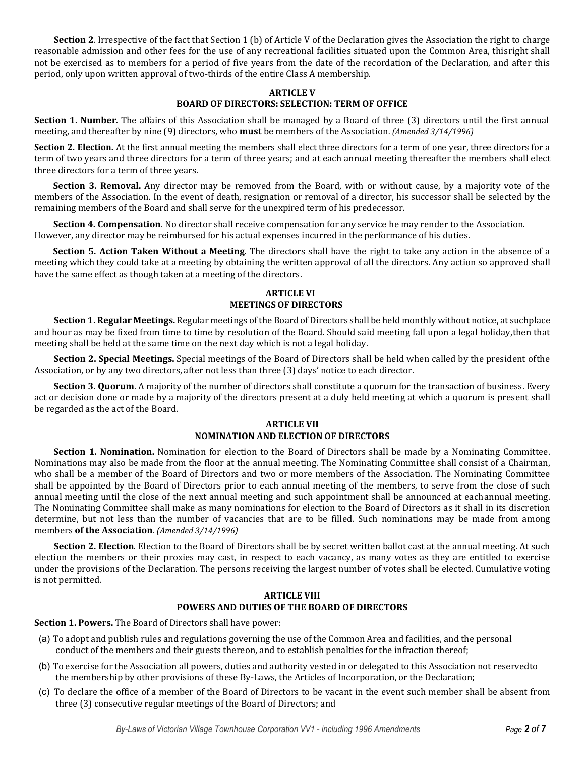**Section 2**. Irrespective of the fact that Section 1 (b) of Article V of the Declaration gives the Association the right to charge reasonable admission and other fees for the use of any recreational facilities situated upon the Common Area, thisright shall not be exercised as to members for a period of five years from the date of the recordation of the Declaration, and after this period, only upon written approval of two-thirds of the entire Class A membership.

## ARTICLE V
## BOARD OF DIRECTORS: SELECTION: TERM OF OFFICE

**Section 1. Number**. The affairs of this Association shall be managed by a Board of three (3) directors until the first annual meeting, and thereafter by nine (9) directors, who **must** be members of the Association. *(Amended 3/14/1996)*

**Section 2. Election.** At the first annual meeting the members shall elect three directors for a term of one year, three directors for a term of two years and three directors for a term of three years; and at each annual meeting thereafter the members shall elect three directors for a term of three years.

**Section 3. Removal.** Any director may be removed from the Board, with or without cause, by a majority vote of the members of the Association. In the event of death, resignation or removal of a director, his successor shall be selected by the remaining members of the Board and shall serve for the unexpired term of his predecessor.

**Section 4. Compensation**. No director shall receive compensation for any service he may render to the Association. However, any director may be reimbursed for his actual expenses incurred in the performance of his duties.

**Section 5. Action Taken Without a Meeting**. The directors shall have the right to take any action in the absence of a meeting which they could take at a meeting by obtaining the written approval of all the directors. Any action so approved shall have the same effect as though taken at a meeting of the directors.

## ARTICLE VI
## MEETINGS OF DIRECTORS

**Section 1. Regular Meetings.** Regular meetings of the Board of Directors shall be held monthly without notice, at suchplace and hour as may be fixed from time to time by resolution of the Board. Should said meeting fall upon a legal holiday,then that meeting shall be held at the same time on the next day which is not a legal holiday.

**Section 2. Special Meetings.** Special meetings of the Board of Directors shall be held when called by the president ofthe Association, or by any two directors, after not less than three (3) days' notice to each director.

**Section 3. Quorum**. A majority of the number of directors shall constitute a quorum for the transaction of business. Every act or decision done or made by a majority of the directors present at a duly held meeting at which a quorum is present shall be regarded as the act of the Board.

## ARTICLE VII
## NOMINATION AND ELECTION OF DIRECTORS

**Section 1. Nomination.** Nomination for election to the Board of Directors shall be made by a Nominating Committee. Nominations may also be made from the floor at the annual meeting. The Nominating Committee shall consist of a Chairman, who shall be a member of the Board of Directors and two or more members of the Association. The Nominating Committee shall be appointed by the Board of Directors prior to each annual meeting of the members, to serve from the close of such annual meeting until the close of the next annual meeting and such appointment shall be announced at eachannual meeting. The Nominating Committee shall make as many nominations for election to the Board of Directors as it shall in its discretion determine, but not less than the number of vacancies that are to be filled. Such nominations may be made from among members **of the Association**. *(Amended 3/14/1996)*

**Section 2. Election**. Election to the Board of Directors shall be by secret written ballot cast at the annual meeting. At such election the members or their proxies may cast, in respect to each vacancy, as many votes as they are entitled to exercise under the provisions of the Declaration. The persons receiving the largest number of votes shall be elected. Cumulative voting is not permitted.

## ARTICLE VIII
## POWERS AND DUTIES OF THE BOARD OF DIRECTORS

**Section 1. Powers.** The Board of Directors shall have power:

(a) To adopt and publish rules and regulations governing the use of the Common Area and facilities, and the personal conduct of the members and their guests thereon, and to establish penalties for the infraction thereof;

(b) To exercise for the Association all powers, duties and authority vested in or delegated to this Association not reservedto the membership by other provisions of these By-Laws, the Articles of Incorporation, or the Declaration;

(c) To declare the office of a member of the Board of Directors to be vacant in the event such member shall be absent from three (3) consecutive regular meetings of the Board of Directors; and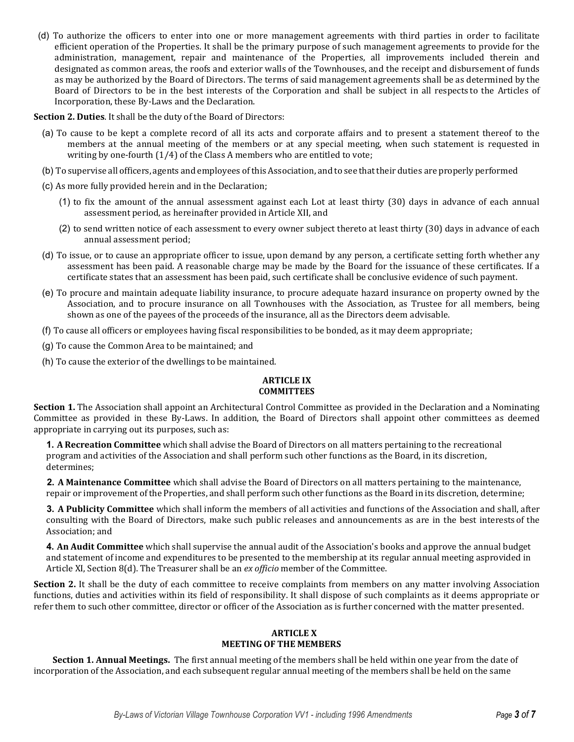(d) To authorize the officers to enter into one or more management agreements with third parties in order to facilitate efficient operation of the Properties. It shall be the primary purpose of such management agreements to provide for the administration, management, repair and maintenance of the Properties, all improvements included therein and designated as common areas, the roofs and exterior walls of the Townhouses, and the receipt and disbursement of funds as may be authorized by the Board of Directors. The terms of said management agreements shall be as determined by the Board of Directors to be in the best interests of the Corporation and shall be subject in all respects to the Articles of Incorporation, these By-Laws and the Declaration.

**Section 2. Duties**. It shall be the duty of the Board of Directors:

(a) To cause to be kept a complete record of all its acts and corporate affairs and to present a statement thereof to the members at the annual meeting of the members or at any special meeting, when such statement is requested in writing by one-fourth (1/4) of the Class A members who are entitled to vote;

(b) To supervise all officers, agents and employees of this Association, and to see that their duties are properly performed

(c) As more fully provided herein and in the Declaration;

(1) to fix the amount of the annual assessment against each Lot at least thirty (30) days in advance of each annual assessment period, as hereinafter provided in Article XII, and

(2) to send written notice of each assessment to every owner subject thereto at least thirty (30) days in advance of each annual assessment period;

(d) To issue, or to cause an appropriate officer to issue, upon demand by any person, a certificate setting forth whether any assessment has been paid. A reasonable charge may be made by the Board for the issuance of these certificates. If a certificate states that an assessment has been paid, such certificate shall be conclusive evidence of such payment.

(e) To procure and maintain adequate liability insurance, to procure adequate hazard insurance on property owned by the Association, and to procure insurance on all Townhouses with the Association, as Trustee for all members, being shown as one of the payees of the proceeds of the insurance, all as the Directors deem advisable.

(f) To cause all officers or employees having fiscal responsibilities to be bonded, as it may deem appropriate;

(g) To cause the Common Area to be maintained; and

(h) To cause the exterior of the dwellings to be maintained.

## ARTICLE IX
## COMMITTEES

**Section 1.** The Association shall appoint an Architectural Control Committee as provided in the Declaration and a Nominating Committee as provided in these By-Laws. In addition, the Board of Directors shall appoint other committees as deemed appropriate in carrying out its purposes, such as:

**1. A Recreation Committee** which shall advise the Board of Directors on all matters pertaining to the recreational program and activities of the Association and shall perform such other functions as the Board, in its discretion, determines;

**2. A Maintenance Committee** which shall advise the Board of Directors on all matters pertaining to the maintenance, repair or improvement of the Properties, and shall perform such other functions as the Board in its discretion, determine;

**3. A Publicity Committee** which shall inform the members of all activities and functions of the Association and shall, after consulting with the Board of Directors, make such public releases and announcements as are in the best interests of the Association; and

**4. An Audit Committee** which shall supervise the annual audit of the Association's books and approve the annual budget and statement of income and expenditures to be presented to the membership at its regular annual meeting asprovided in Article XI, Section 8(d). The Treasurer shall be an *ex officio* member of the Committee.

**Section 2.** It shall be the duty of each committee to receive complaints from members on any matter involving Association functions, duties and activities within its field of responsibility. It shall dispose of such complaints as it deems appropriate or refer them to such other committee, director or officer of the Association as is further concerned with the matter presented.

## ARTICLE X
## MEETING OF THE MEMBERS

**Section 1. Annual Meetings.** The first annual meeting of the members shall be held within one year from the date of incorporation of the Association, and each subsequent regular annual meeting of the members shall be held on the same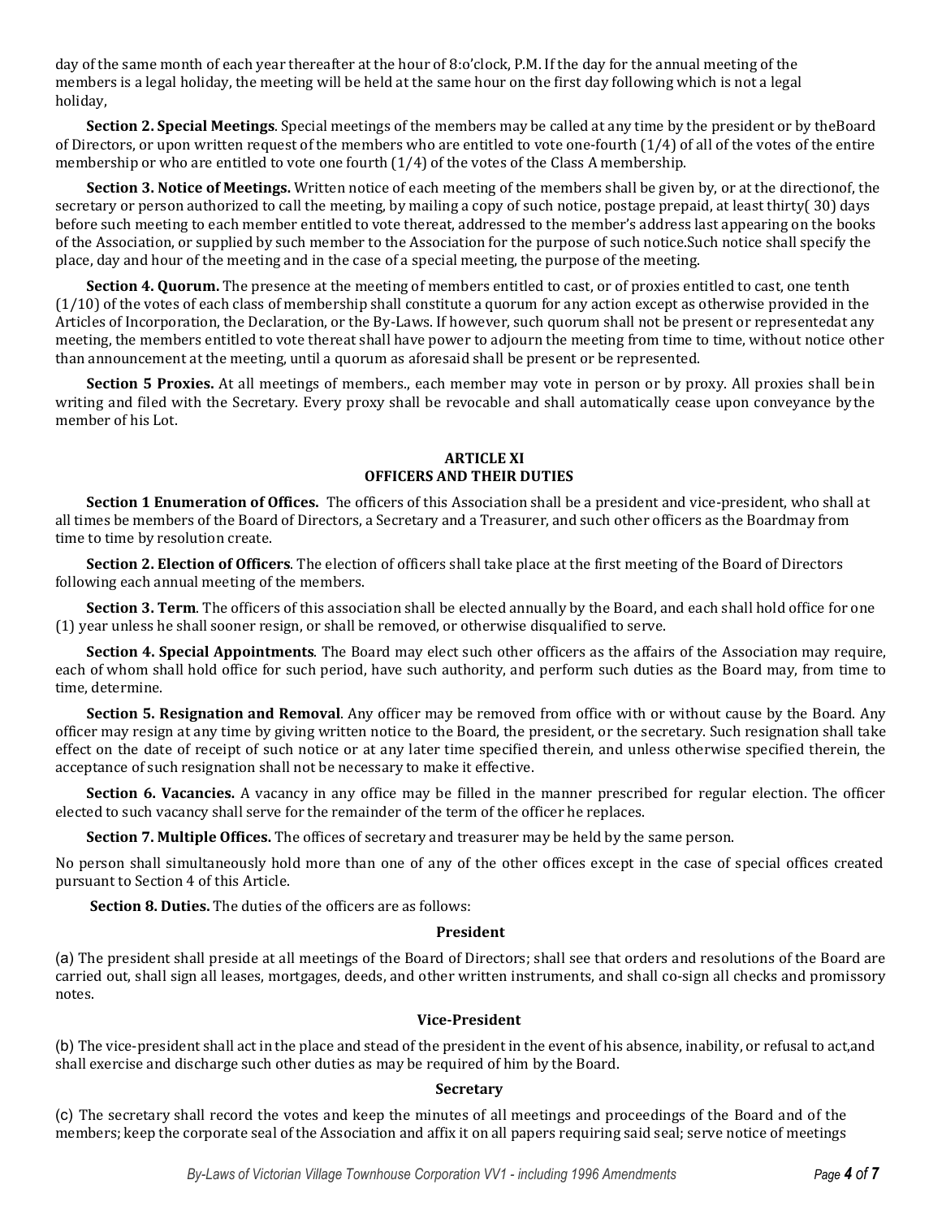day of the same month of each year thereafter at the hour of 8:o'clock, P.M. If the day for the annual meeting of the members is a legal holiday, the meeting will be held at the same hour on the first day following which is not a legal holiday,

**Section 2. Special Meetings**. Special meetings of the members may be called at any time by the president or by theBoard of Directors, or upon written request of the members who are entitled to vote one-fourth (1/4) of all of the votes of the entire membership or who are entitled to vote one fourth (1/4) of the votes of the Class A membership.

**Section 3. Notice of Meetings.** Written notice of each meeting of the members shall be given by, or at the directionof, the secretary or person authorized to call the meeting, by mailing a copy of such notice, postage prepaid, at least thirty( 30) days before such meeting to each member entitled to vote thereat, addressed to the member's address last appearing on the books of the Association, or supplied by such member to the Association for the purpose of such notice.Such notice shall specify the place, day and hour of the meeting and in the case of a special meeting, the purpose of the meeting.

**Section 4. Quorum.** The presence at the meeting of members entitled to cast, or of proxies entitled to cast, one tenth (1/10) of the votes of each class of membership shall constitute a quorum for any action except as otherwise provided in the Articles of Incorporation, the Declaration, or the By-Laws. If however, such quorum shall not be present or representedat any meeting, the members entitled to vote thereat shall have power to adjourn the meeting from time to time, without notice other than announcement at the meeting, until a quorum as aforesaid shall be present or be represented.

**Section 5 Proxies.** At all meetings of members., each member may vote in person or by proxy. All proxies shall bein writing and filed with the Secretary. Every proxy shall be revocable and shall automatically cease upon conveyance by the member of his Lot.

## ARTICLE XI
## OFFICERS AND THEIR DUTIES

**Section 1 Enumeration of Offices.** The officers of this Association shall be a president and vice-president, who shall at all times be members of the Board of Directors, a Secretary and a Treasurer, and such other officers as the Boardmay from time to time by resolution create.

**Section 2. Election of Officers**. The election of officers shall take place at the first meeting of the Board of Directors following each annual meeting of the members.

**Section 3. Term**. The officers of this association shall be elected annually by the Board, and each shall hold office for one (1) year unless he shall sooner resign, or shall be removed, or otherwise disqualified to serve.

**Section 4. Special Appointments**. The Board may elect such other officers as the affairs of the Association may require, each of whom shall hold office for such period, have such authority, and perform such duties as the Board may, from time to time, determine.

**Section 5. Resignation and Removal**. Any officer may be removed from office with or without cause by the Board. Any officer may resign at any time by giving written notice to the Board, the president, or the secretary. Such resignation shall take effect on the date of receipt of such notice or at any later time specified therein, and unless otherwise specified therein, the acceptance of such resignation shall not be necessary to make it effective.

**Section 6. Vacancies.** A vacancy in any office may be filled in the manner prescribed for regular election. The officer elected to such vacancy shall serve for the remainder of the term of the officer he replaces.

**Section 7. Multiple Offices.** The offices of secretary and treasurer may be held by the same person.

No person shall simultaneously hold more than one of any of the other offices except in the case of special offices created pursuant to Section 4 of this Article.

**Section 8. Duties.** The duties of the officers are as follows:

### President

(a) The president shall preside at all meetings of the Board of Directors; shall see that orders and resolutions of the Board are carried out, shall sign all leases, mortgages, deeds, and other written instruments, and shall co-sign all checks and promissory notes.

### Vice-President

(b) The vice-president shall act in the place and stead of the president in the event of his absence, inability, or refusal to act,and shall exercise and discharge such other duties as may be required of him by the Board.

### Secretary

(c) The secretary shall record the votes and keep the minutes of all meetings and proceedings of the Board and of the members; keep the corporate seal of the Association and affix it on all papers requiring said seal; serve notice of meetings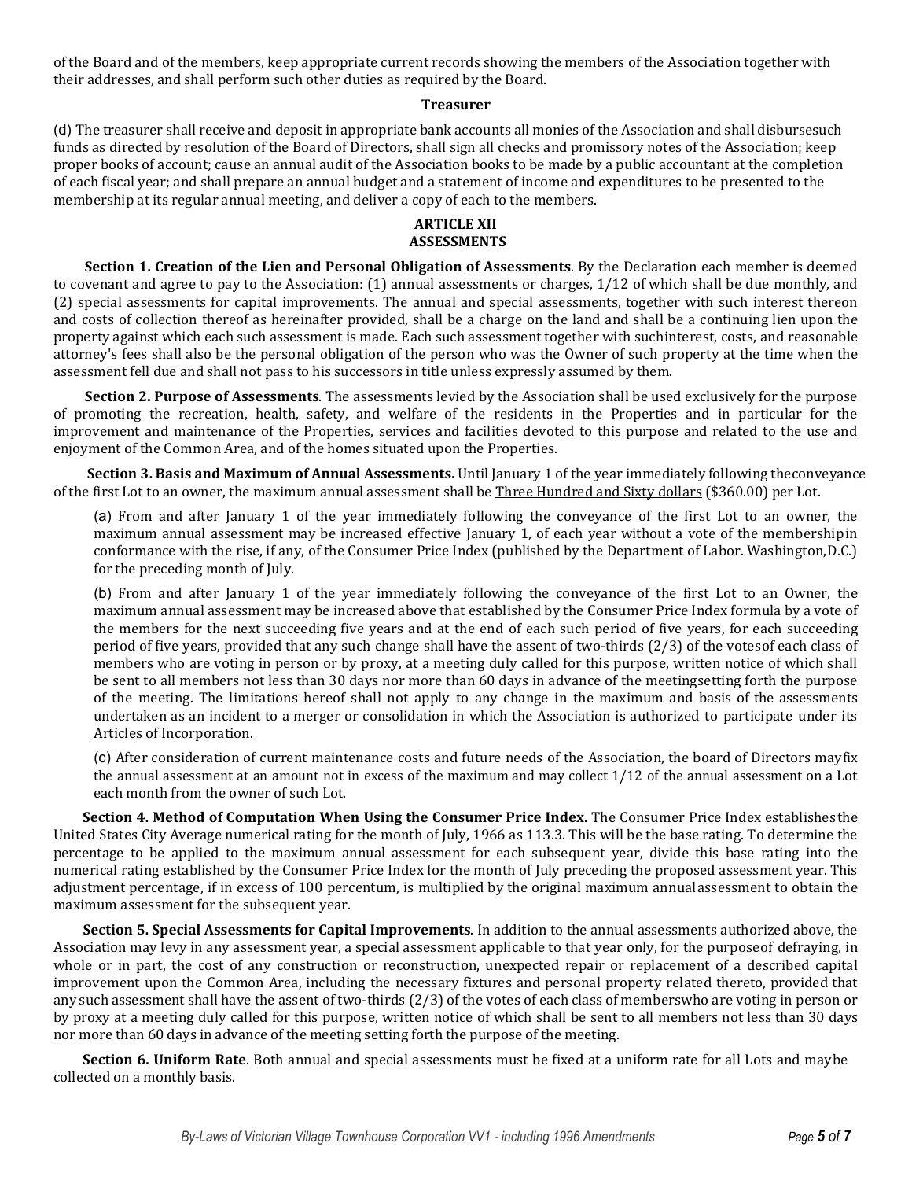of the Board and of the members, keep appropriate current records showing the members of the Association together with their addresses, and shall perform such other duties as required by the Board.

**Treasurer**

(d) The treasurer shall receive and deposit in appropriate bank accounts all monies of the Association and shall disbursesuch funds as directed by resolution of the Board of Directors, shall sign all checks and promissory notes of the Association; keep proper books of account; cause an annual audit of the Association books to be made by a public accountant at the completion of each fiscal year; and shall prepare an annual budget and a statement of income and expenditures to be presented to the membership at its regular annual meeting, and deliver a copy of each to the members.

## ARTICLE XII
## ASSESSMENTS

**Section 1. Creation of the Lien and Personal Obligation of Assessments**. By the Declaration each member is deemed to covenant and agree to pay to the Association: (1) annual assessments or charges, 1/12 of which shall be due monthly, and (2) special assessments for capital improvements. The annual and special assessments, together with such interest thereon and costs of collection thereof as hereinafter provided, shall be a charge on the land and shall be a continuing lien upon the property against which each such assessment is made. Each such assessment together with suchinterest, costs, and reasonable attorney's fees shall also be the personal obligation of the person who was the Owner of such property at the time when the assessment fell due and shall not pass to his successors in title unless expressly assumed by them.

**Section 2. Purpose of Assessments**. The assessments levied by the Association shall be used exclusively for the purpose of promoting the recreation, health, safety, and welfare of the residents in the Properties and in particular for the improvement and maintenance of the Properties, services and facilities devoted to this purpose and related to the use and enjoyment of the Common Area, and of the homes situated upon the Properties.

**Section 3. Basis and Maximum of Annual Assessments.** Until January 1 of the year immediately following theconveyance of the first Lot to an owner, the maximum annual assessment shall be Three Hundred and Sixty dollars ($360.00) per Lot.

(a) From and after January 1 of the year immediately following the conveyance of the first Lot to an owner, the maximum annual assessment may be increased effective January 1, of each year without a vote of the membershipin conformance with the rise, if any, of the Consumer Price Index (published by the Department of Labor. Washington,D.C.) for the preceding month of July.

(b) From and after January 1 of the year immediately following the conveyance of the first Lot to an Owner, the maximum annual assessment may be increased above that established by the Consumer Price Index formula by a vote of the members for the next succeeding five years and at the end of each such period of five years, for each succeeding period of five years, provided that any such change shall have the assent of two-thirds (2/3) of the votesof each class of members who are voting in person or by proxy, at a meeting duly called for this purpose, written notice of which shall be sent to all members not less than 30 days nor more than 60 days in advance of the meetingsetting forth the purpose of the meeting. The limitations hereof shall not apply to any change in the maximum and basis of the assessments undertaken as an incident to a merger or consolidation in which the Association is authorized to participate under its Articles of Incorporation.

(c) After consideration of current maintenance costs and future needs of the Association, the board of Directors mayfix the annual assessment at an amount not in excess of the maximum and may collect 1/12 of the annual assessment on a Lot each month from the owner of such Lot.

**Section 4. Method of Computation When Using the Consumer Price Index.** The Consumer Price Index establishesthe United States City Average numerical rating for the month of July, 1966 as 113.3. This will be the base rating. To determine the percentage to be applied to the maximum annual assessment for each subsequent year, divide this base rating into the numerical rating established by the Consumer Price Index for the month of July preceding the proposed assessment year. This adjustment percentage, if in excess of 100 percentum, is multiplied by the original maximum annualassessment to obtain the maximum assessment for the subsequent year.

**Section 5. Special Assessments for Capital Improvements**. In addition to the annual assessments authorized above, the Association may levy in any assessment year, a special assessment applicable to that year only, for the purposeof defraying, in whole or in part, the cost of any construction or reconstruction, unexpected repair or replacement of a described capital improvement upon the Common Area, including the necessary fixtures and personal property related thereto, provided that any such assessment shall have the assent of two-thirds (2/3) of the votes of each class of memberswho are voting in person or by proxy at a meeting duly called for this purpose, written notice of which shall be sent to all members not less than 30 days nor more than 60 days in advance of the meeting setting forth the purpose of the meeting.

**Section 6. Uniform Rate**. Both annual and special assessments must be fixed at a uniform rate for all Lots and maybe collected on a monthly basis.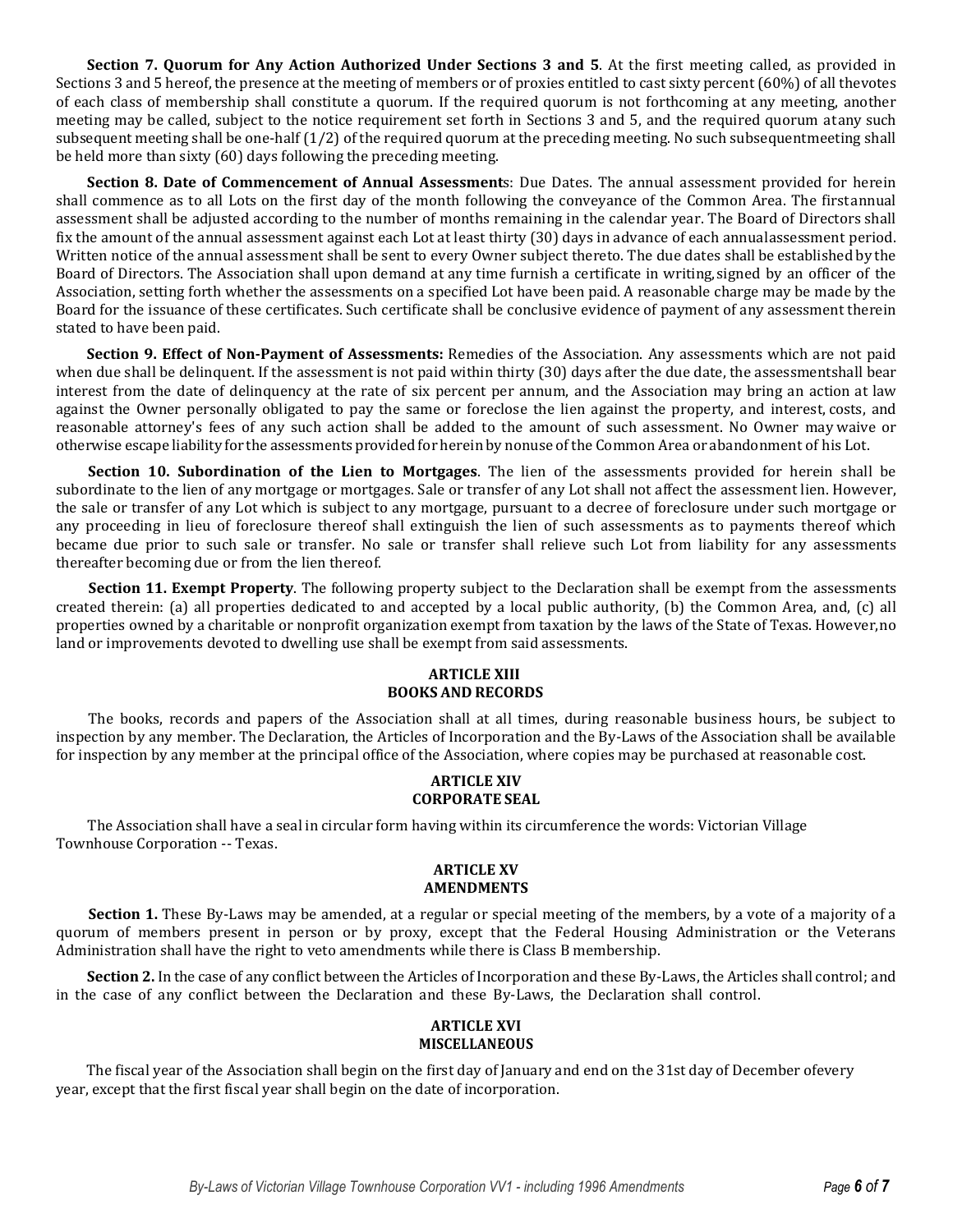**Section 7. Quorum for Any Action Authorized Under Sections 3 and 5**. At the first meeting called, as provided in Sections 3 and 5 hereof, the presence at the meeting of members or of proxies entitled to cast sixty percent (60%) of all the votes of each class of membership shall constitute a quorum. If the required quorum is not forthcoming at any meeting, another meeting may be called, subject to the notice requirement set forth in Sections 3 and 5, and the required quorum at any such subsequent meeting shall be one-half (1/2) of the required quorum at the preceding meeting. No such subsequent meeting shall be held more than sixty (60) days following the preceding meeting.

**Section 8. Date of Commencement of Annual Assessment**s: Due Dates. The annual assessment provided for herein shall commence as to all Lots on the first day of the month following the conveyance of the Common Area. The first annual assessment shall be adjusted according to the number of months remaining in the calendar year. The Board of Directors shall fix the amount of the annual assessment against each Lot at least thirty (30) days in advance of each annual assessment period. Written notice of the annual assessment shall be sent to every Owner subject thereto. The due dates shall be established by the Board of Directors. The Association shall upon demand at any time furnish a certificate in writing, signed by an officer of the Association, setting forth whether the assessments on a specified Lot have been paid. A reasonable charge may be made by the Board for the issuance of these certificates. Such certificate shall be conclusive evidence of payment of any assessment therein stated to have been paid.

**Section 9. Effect of Non-Payment of Assessments:** Remedies of the Association. Any assessments which are not paid when due shall be delinquent. If the assessment is not paid within thirty (30) days after the due date, the assessment shall bear interest from the date of delinquency at the rate of six percent per annum, and the Association may bring an action at law against the Owner personally obligated to pay the same or foreclose the lien against the property, and interest, costs, and reasonable attorney's fees of any such action shall be added to the amount of such assessment. No Owner may waive or otherwise escape liability for the assessments provided for herein by nonuse of the Common Area or abandonment of his Lot.

**Section 10. Subordination of the Lien to Mortgages**. The lien of the assessments provided for herein shall be subordinate to the lien of any mortgage or mortgages. Sale or transfer of any Lot shall not affect the assessment lien. However, the sale or transfer of any Lot which is subject to any mortgage, pursuant to a decree of foreclosure under such mortgage or any proceeding in lieu of foreclosure thereof shall extinguish the lien of such assessments as to payments thereof which became due prior to such sale or transfer. No sale or transfer shall relieve such Lot from liability for any assessments thereafter becoming due or from the lien thereof.

**Section 11. Exempt Property**. The following property subject to the Declaration shall be exempt from the assessments created therein: (a) all properties dedicated to and accepted by a local public authority, (b) the Common Area, and, (c) all properties owned by a charitable or nonprofit organization exempt from taxation by the laws of the State of Texas. However, no land or improvements devoted to dwelling use shall be exempt from said assessments.

## ARTICLE XIII
## BOOKS AND RECORDS

The books, records and papers of the Association shall at all times, during reasonable business hours, be subject to inspection by any member. The Declaration, the Articles of Incorporation and the By-Laws of the Association shall be available for inspection by any member at the principal office of the Association, where copies may be purchased at reasonable cost.

## ARTICLE XIV
## CORPORATE SEAL

The Association shall have a seal in circular form having within its circumference the words: Victorian Village Townhouse Corporation -- Texas.

## ARTICLE XV
## AMENDMENTS

**Section 1.** These By-Laws may be amended, at a regular or special meeting of the members, by a vote of a majority of a quorum of members present in person or by proxy, except that the Federal Housing Administration or the Veterans Administration shall have the right to veto amendments while there is Class B membership.

**Section 2.** In the case of any conflict between the Articles of Incorporation and these By-Laws, the Articles shall control; and in the case of any conflict between the Declaration and these By-Laws, the Declaration shall control.

## ARTICLE XVI
## MISCELLANEOUS

The fiscal year of the Association shall begin on the first day of January and end on the 31st day of December of every year, except that the first fiscal year shall begin on the date of incorporation.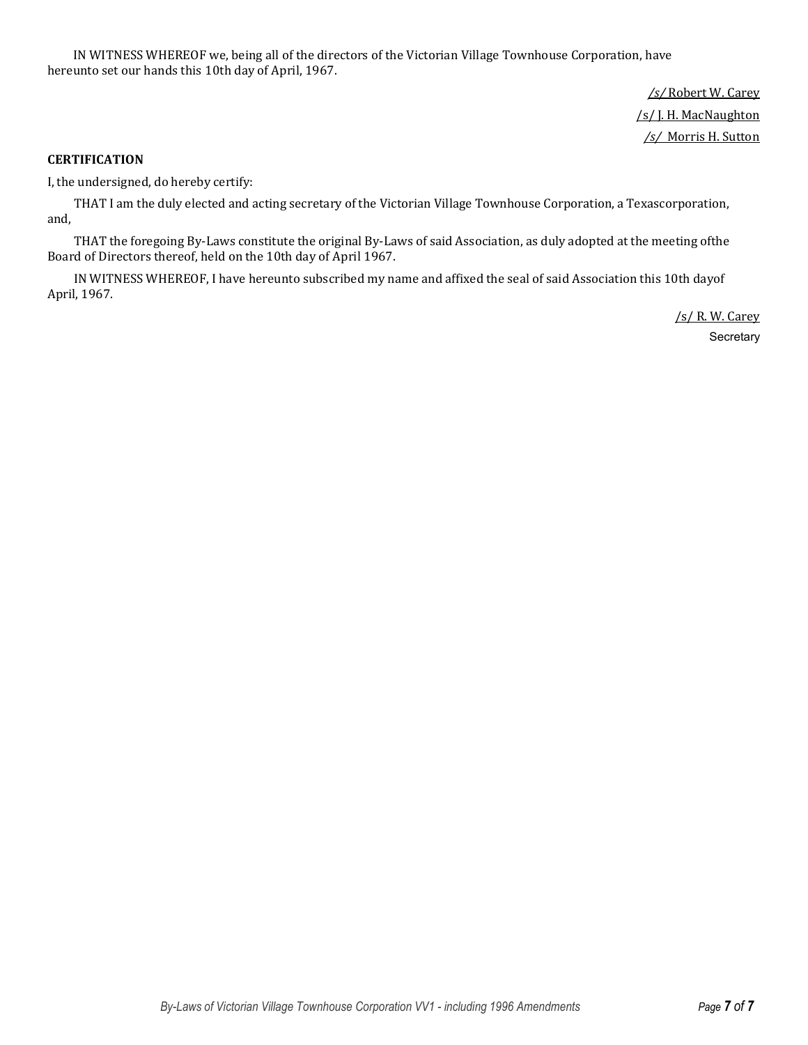IN WITNESS WHEREOF we, being all of the directors of the Victorian Village Townhouse Corporation, have hereunto set our hands this 10th day of April, 1967.

/s/ Robert W. Carey

/s/ J. H. MacNaughton

/s/ Morris H. Sutton

**CERTIFICATION**

I, the undersigned, do hereby certify:

THAT I am the duly elected and acting secretary of the Victorian Village Townhouse Corporation, a Texascorporation, and,

THAT the foregoing By-Laws constitute the original By-Laws of said Association, as duly adopted at the meeting ofthe Board of Directors thereof, held on the 10th day of April 1967.

IN WITNESS WHEREOF, I have hereunto subscribed my name and affixed the seal of said Association this 10th dayof April, 1967.

/s/ R. W. Carey

Secretary